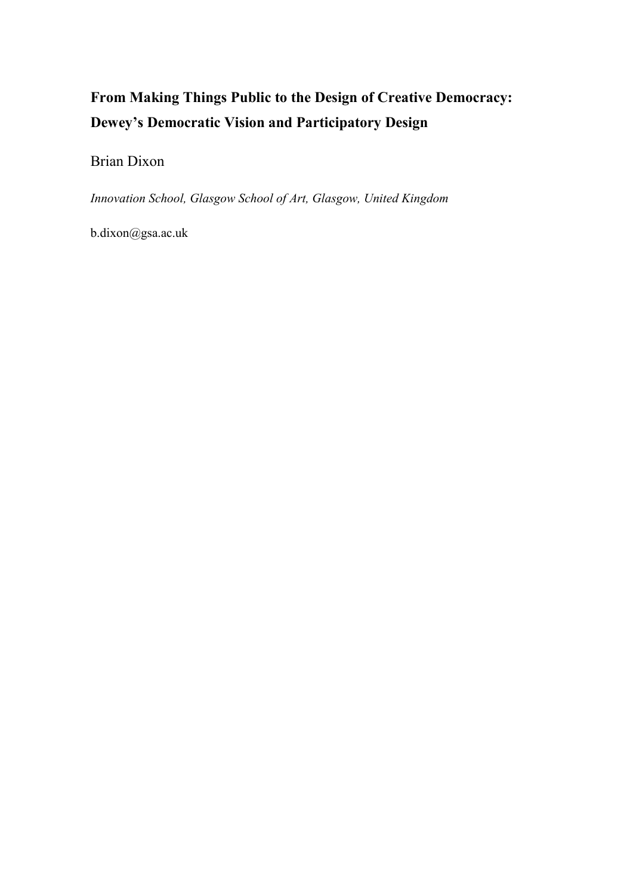# From Making Things Public to the Design of Creative Democracy: Dewey's Democratic Vision and Participatory Design

Brian Dixon

*Innovation School, Glasgow School of Art, Glasgow, United Kingdom*

b.dixon@gsa.ac.uk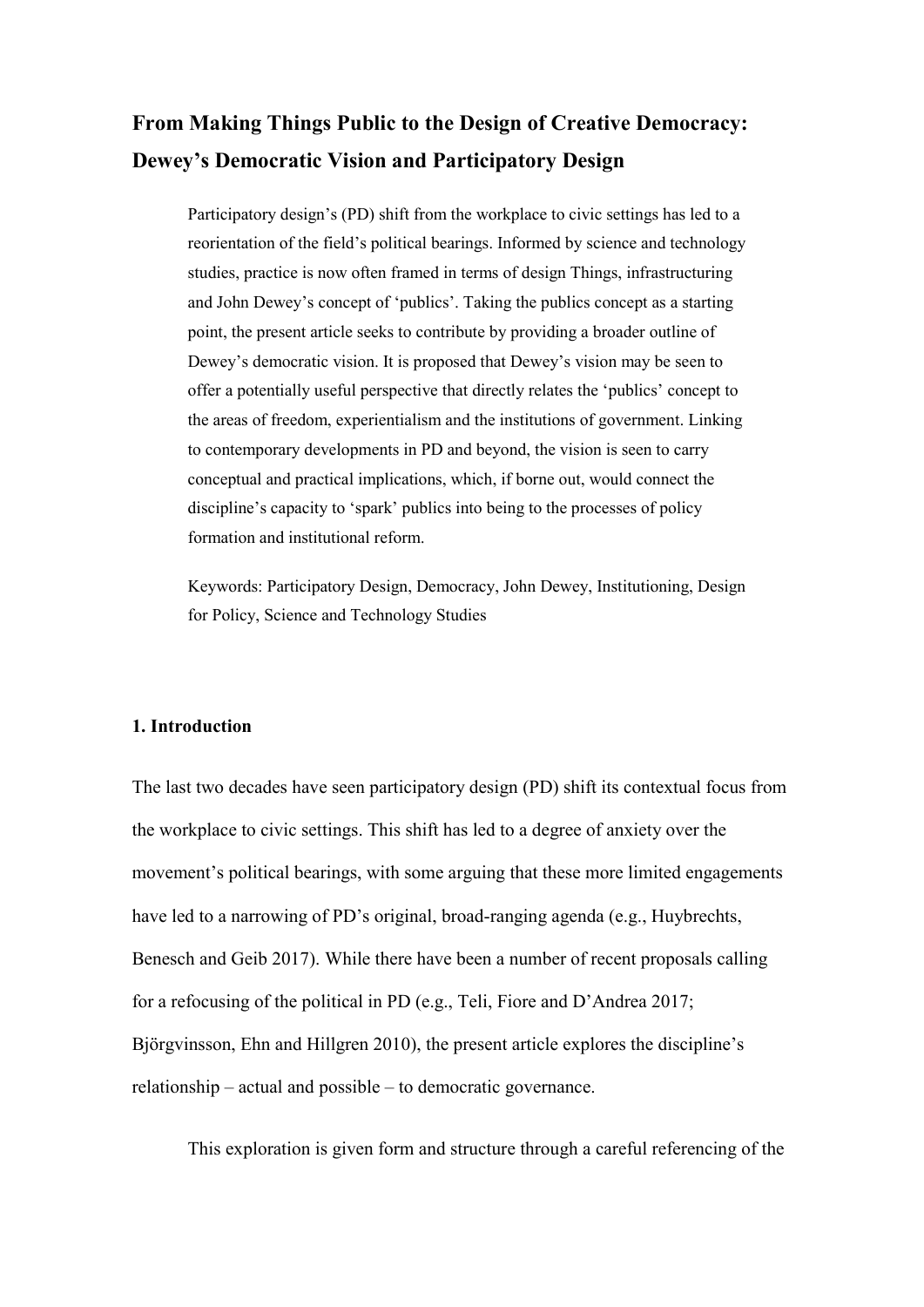# From Making Things Public to the Design of Creative Democracy: Dewey's Democratic Vision and Participatory Design

Participatory design's (PD) shift from the workplace to civic settings has led to a reorientation of the field's political bearings. Informed by science and technology studies, practice is now often framed in terms of design Things, infrastructuring and John Dewey's concept of 'publics'. Taking the publics concept as a starting point, the present article seeks to contribute by providing a broader outline of Dewey's democratic vision. It is proposed that Dewey's vision may be seen to offer a potentially useful perspective that directly relates the 'publics' concept to the areas of freedom, experientialism and the institutions of government. Linking to contemporary developments in PD and beyond, the vision is seen to carry conceptual and practical implications, which, if borne out, would connect the discipline's capacity to 'spark' publics into being to the processes of policy formation and institutional reform.

Keywords: Participatory Design, Democracy, John Dewey, Institutioning, Design for Policy, Science and Technology Studies

## 1. Introduction

The last two decades have seen participatory design (PD) shift its contextual focus from the workplace to civic settings. This shift has led to a degree of anxiety over the movement's political bearings, with some arguing that these more limited engagements have led to a narrowing of PD's original, broad-ranging agenda (e.g., Huybrechts, Benesch and Geib 2017). While there have been a number of recent proposals calling for a refocusing of the political in PD (e.g., Teli, Fiore and D'Andrea 2017; Björgvinsson, Ehn and Hillgren 2010), the present article explores the discipline's relationship – actual and possible – to democratic governance.

This exploration is given form and structure through a careful referencing of the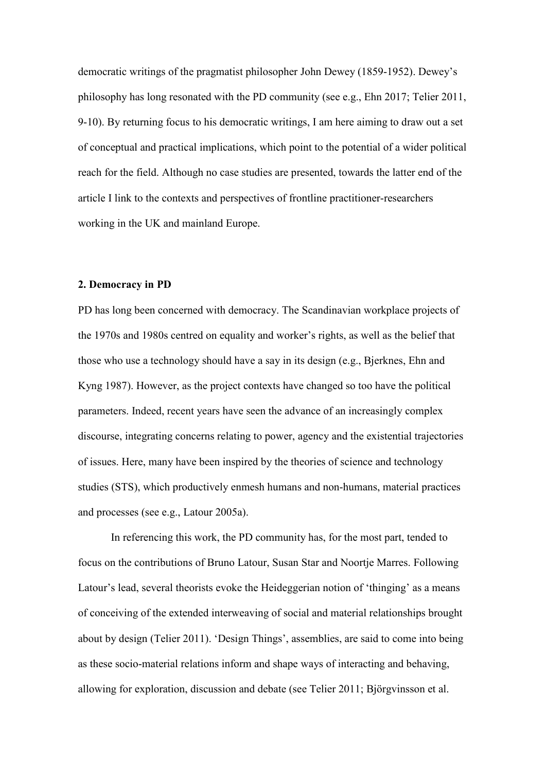democratic writings of the pragmatist philosopher John Dewey (1859-1952). Dewey's philosophy has long resonated with the PD community (see e.g., Ehn 2017; Telier 2011, 9-10). By returning focus to his democratic writings, I am here aiming to draw out a set of conceptual and practical implications, which point to the potential of a wider political reach for the field. Although no case studies are presented, towards the latter end of the article I link to the contexts and perspectives of frontline practitioner-researchers working in the UK and mainland Europe.

## 2. Democracy in PD

PD has long been concerned with democracy. The Scandinavian workplace projects of the 1970s and 1980s centred on equality and worker's rights, as well as the belief that those who use a technology should have a say in its design (e.g., Bjerknes, Ehn and Kyng 1987). However, as the project contexts have changed so too have the political parameters. Indeed, recent years have seen the advance of an increasingly complex discourse, integrating concerns relating to power, agency and the existential trajectories of issues. Here, many have been inspired by the theories of science and technology studies (STS), which productively enmesh humans and non-humans, material practices and processes (see e.g., Latour 2005a).

In referencing this work, the PD community has, for the most part, tended to focus on the contributions of Bruno Latour, Susan Star and Noortje Marres. Following Latour's lead, several theorists evoke the Heideggerian notion of 'thinging' as a means of conceiving of the extended interweaving of social and material relationships brought about by design (Telier 2011). 'Design Things', assemblies, are said to come into being as these socio-material relations inform and shape ways of interacting and behaving, allowing for exploration, discussion and debate (see Telier 2011; Björgvinsson et al.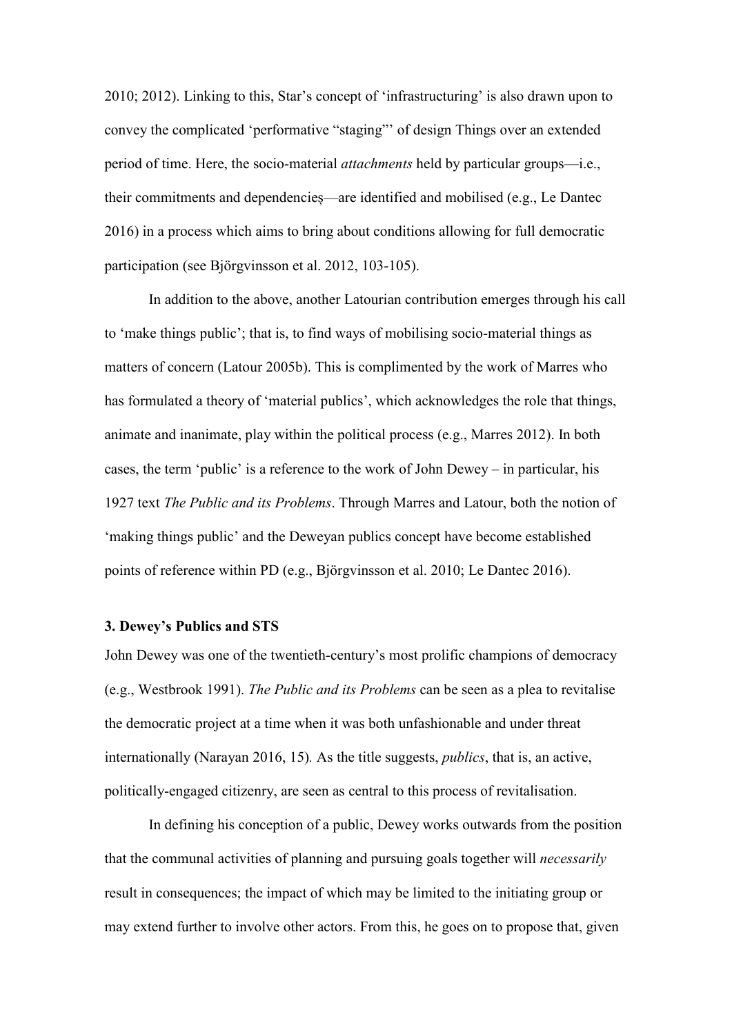2010; 2012). Linking to this, Star's concept of 'infrastructuring' is also drawn upon to convey the complicated 'performative "staging"' of design Things over an extended period of time. Here, the socio-material *attachments* held by particular groups—i.e., their commitments and dependencies—are identified and mobilised (e.g., Le Dantec 2016) in a process which aims to bring about conditions allowing for full democratic participation (see Björgvinsson et al. 2012, 103-105).

In addition to the above, another Latourian contribution emerges through his call to 'make things public'; that is, to find ways of mobilising socio-material things as matters of concern (Latour 2005b). This is complimented by the work of Marres who has formulated a theory of 'material publics', which acknowledges the role that things, animate and inanimate, play within the political process (e.g., Marres 2012). In both cases, the term 'public' is a reference to the work of John Dewey – in particular, his 1927 text *The Public and its Problems*. Through Marres and Latour, both the notion of 'making things public' and the Deweyan publics concept have become established points of reference within PD (e.g., Björgvinsson et al. 2010; Le Dantec 2016).

### 3. Dewey's Publics and STS

John Dewey was one of the twentieth-century's most prolific champions of democracy (e.g., Westbrook 1991). *The Public and its Problems* can be seen as a plea to revitalise the democratic project at a time when it was both unfashionable and under threat internationally (Narayan 2016, 15). As the title suggests, *publics*, that is, an active, politically-engaged citizenry, are seen as central to this process of revitalisation.

In defining his conception of a public, Dewey works outwards from the position that the communal activities of planning and pursuing goals together will *necessarily* result in consequences; the impact of which may be limited to the initiating group or may extend further to involve other actors. From this, he goes on to propose that, given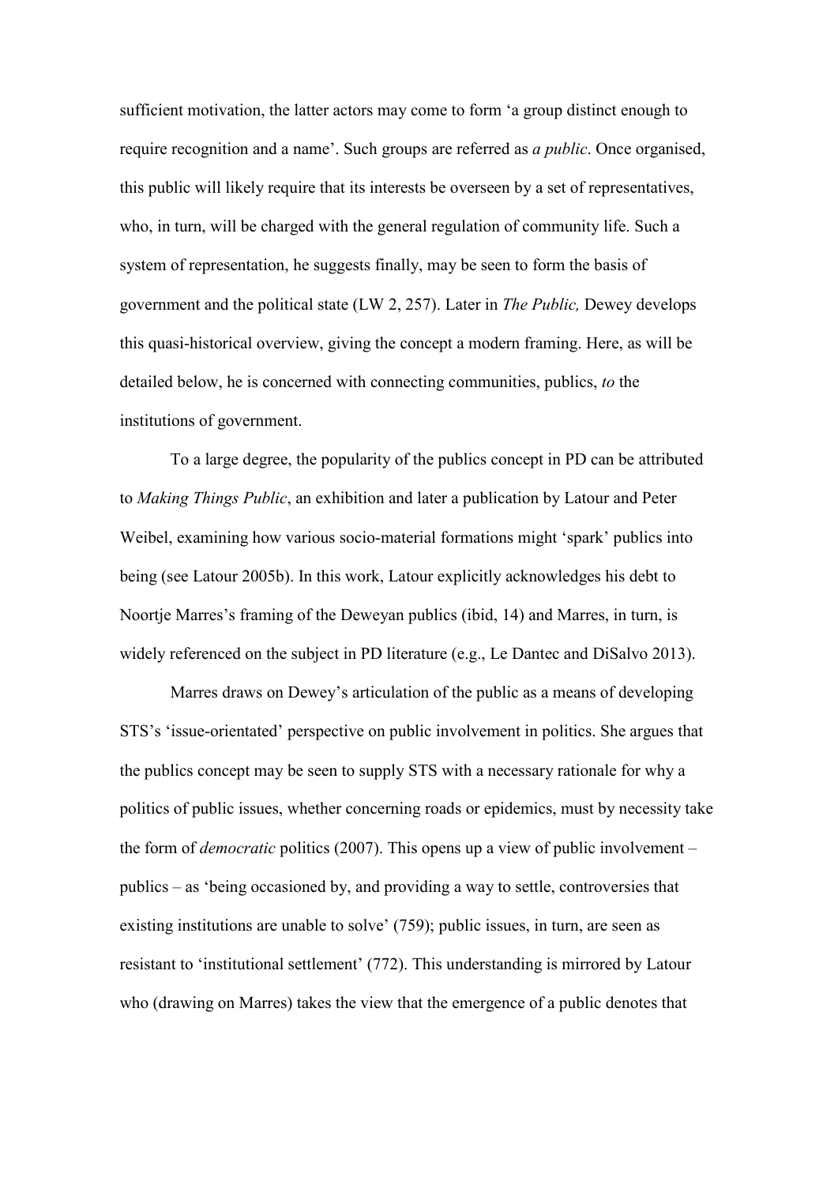sufficient motivation, the latter actors may come to form 'a group distinct enough to require recognition and a name'. Such groups are referred as *a public*. Once organised, this public will likely require that its interests be overseen by a set of representatives, who, in turn, will be charged with the general regulation of community life. Such a system of representation, he suggests finally, may be seen to form the basis of government and the political state (LW 2, 257). Later in *The Public,* Dewey develops this quasi-historical overview, giving the concept a modern framing. Here, as will be detailed below, he is concerned with connecting communities, publics, *to* the institutions of government.

To a large degree, the popularity of the publics concept in PD can be attributed to *Making Things Public*, an exhibition and later a publication by Latour and Peter Weibel, examining how various socio-material formations might 'spark' publics into being (see Latour 2005b). In this work, Latour explicitly acknowledges his debt to Noortje Marres's framing of the Deweyan publics (ibid, 14) and Marres, in turn, is widely referenced on the subject in PD literature (e.g., Le Dantec and DiSalvo 2013).

Marres draws on Dewey's articulation of the public as a means of developing STS's 'issue-orientated' perspective on public involvement in politics. She argues that the publics concept may be seen to supply STS with a necessary rationale for why a politics of public issues, whether concerning roads or epidemics, must by necessity take the form of *democratic* politics (2007). This opens up a view of public involvement – publics – as 'being occasioned by, and providing a way to settle, controversies that existing institutions are unable to solve' (759); public issues, in turn, are seen as resistant to 'institutional settlement' (772). This understanding is mirrored by Latour who (drawing on Marres) takes the view that the emergence of a public denotes that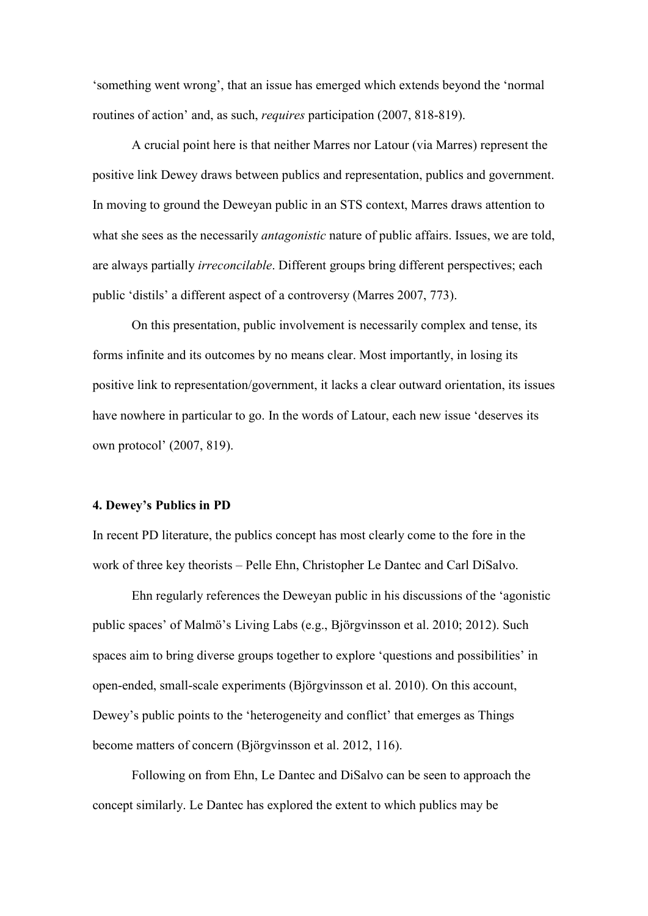'something went wrong', that an issue has emerged which extends beyond the 'normal routines of action' and, as such, *requires* participation (2007, 818-819).

A crucial point here is that neither Marres nor Latour (via Marres) represent the positive link Dewey draws between publics and representation, publics and government. In moving to ground the Deweyan public in an STS context, Marres draws attention to what she sees as the necessarily *antagonistic* nature of public affairs. Issues, we are told, are always partially *irreconcilable*. Different groups bring different perspectives; each public 'distils' a different aspect of a controversy (Marres 2007, 773).

On this presentation, public involvement is necessarily complex and tense, its forms infinite and its outcomes by no means clear. Most importantly, in losing its positive link to representation/government, it lacks a clear outward orientation, its issues have nowhere in particular to go. In the words of Latour, each new issue 'deserves its own protocol' (2007, 819).

### 4. Dewey's Publics in PD

In recent PD literature, the publics concept has most clearly come to the fore in the work of three key theorists – Pelle Ehn, Christopher Le Dantec and Carl DiSalvo.

Ehn regularly references the Deweyan public in his discussions of the 'agonistic public spaces' of Malmö's Living Labs (e.g., Björgvinsson et al. 2010; 2012). Such spaces aim to bring diverse groups together to explore 'questions and possibilities' in open-ended, small-scale experiments (Björgvinsson et al. 2010). On this account, Dewey's public points to the 'heterogeneity and conflict' that emerges as Things become matters of concern (Björgvinsson et al. 2012, 116).

Following on from Ehn, Le Dantec and DiSalvo can be seen to approach the concept similarly. Le Dantec has explored the extent to which publics may be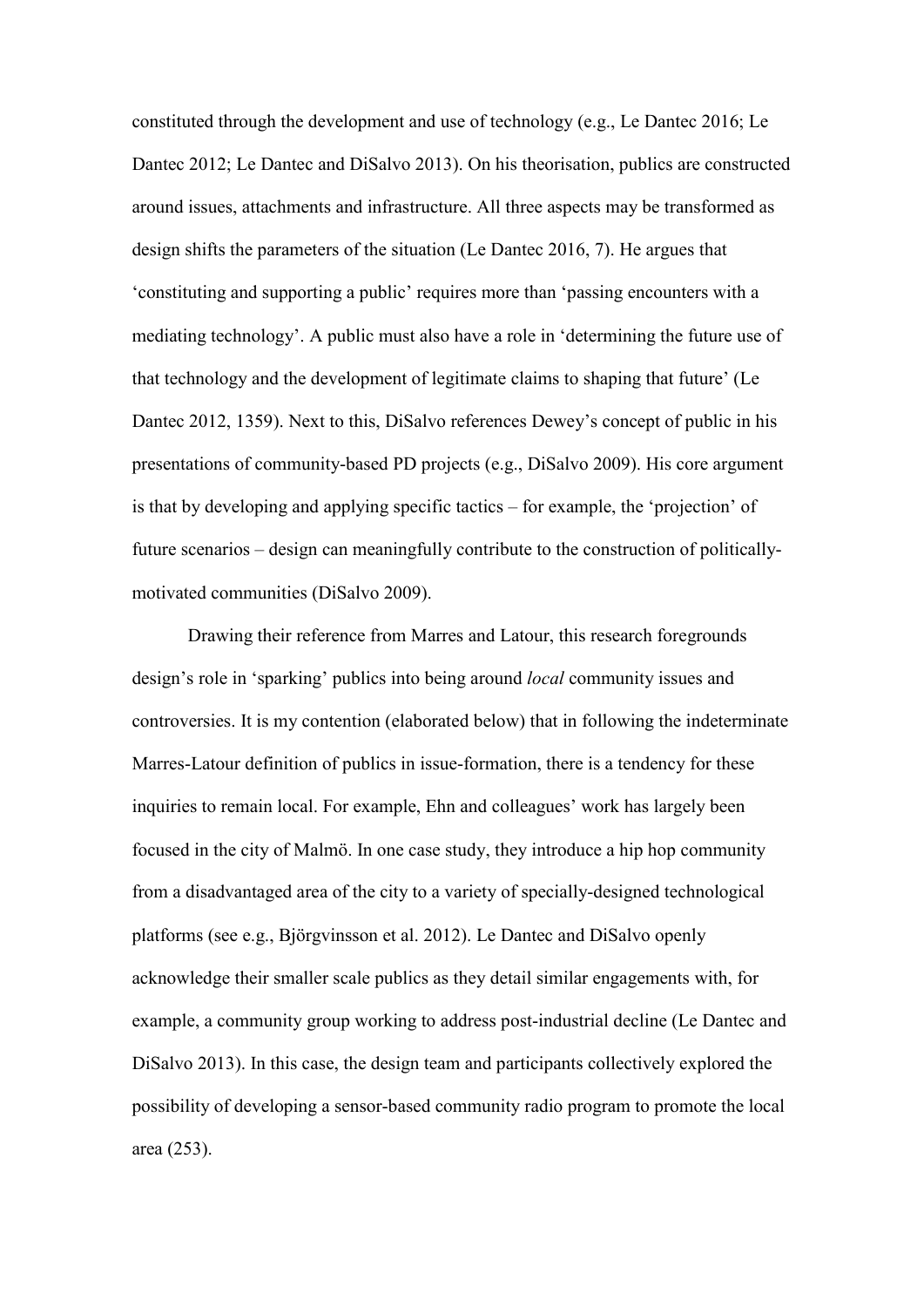constituted through the development and use of technology (e.g., Le Dantec 2016; Le Dantec 2012; Le Dantec and DiSalvo 2013). On his theorisation, publics are constructed around issues, attachments and infrastructure. All three aspects may be transformed as design shifts the parameters of the situation (Le Dantec 2016, 7). He argues that 'constituting and supporting a public' requires more than 'passing encounters with a mediating technology'. A public must also have a role in 'determining the future use of that technology and the development of legitimate claims to shaping that future' (Le Dantec 2012, 1359). Next to this, DiSalvo references Dewey's concept of public in his presentations of community-based PD projects (e.g., DiSalvo 2009). His core argument is that by developing and applying specific tactics – for example, the 'projection' of future scenarios – design can meaningfully contribute to the construction of politically-motivated communities (DiSalvo 2009).

Drawing their reference from Marres and Latour, this research foregrounds design's role in 'sparking' publics into being around *local* community issues and controversies. It is my contention (elaborated below) that in following the indeterminate Marres-Latour definition of publics in issue-formation, there is a tendency for these inquiries to remain local. For example, Ehn and colleagues' work has largely been focused in the city of Malmö. In one case study, they introduce a hip hop community from a disadvantaged area of the city to a variety of specially-designed technological platforms (see e.g., Björgvinsson et al. 2012). Le Dantec and DiSalvo openly acknowledge their smaller scale publics as they detail similar engagements with, for example, a community group working to address post-industrial decline (Le Dantec and DiSalvo 2013). In this case, the design team and participants collectively explored the possibility of developing a sensor-based community radio program to promote the local area (253).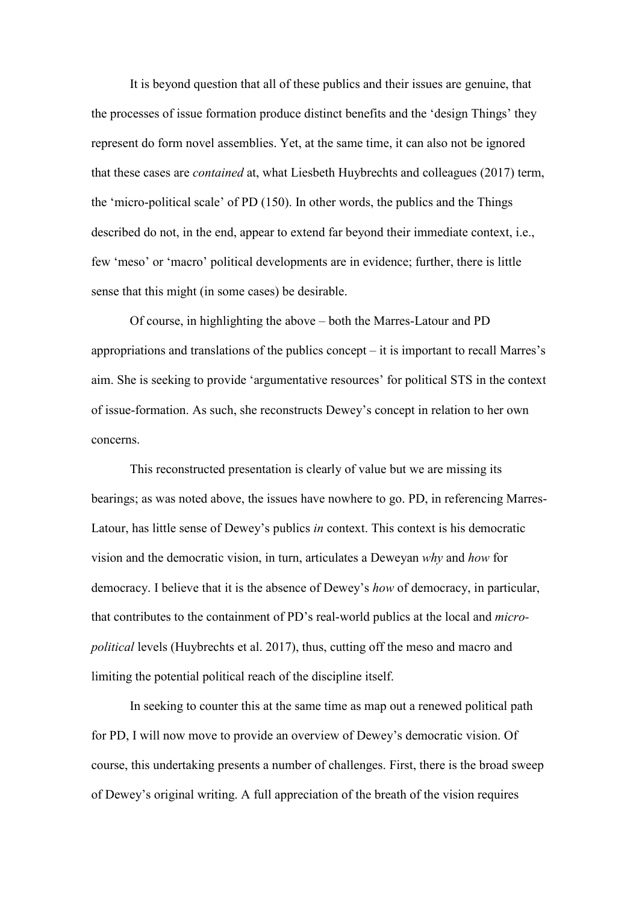It is beyond question that all of these publics and their issues are genuine, that the processes of issue formation produce distinct benefits and the 'design Things' they represent do form novel assemblies. Yet, at the same time, it can also not be ignored that these cases are *contained* at, what Liesbeth Huybrechts and colleagues (2017) term, the 'micro-political scale' of PD (150). In other words, the publics and the Things described do not, in the end, appear to extend far beyond their immediate context, i.e., few 'meso' or 'macro' political developments are in evidence; further, there is little sense that this might (in some cases) be desirable.

Of course, in highlighting the above – both the Marres-Latour and PD appropriations and translations of the publics concept – it is important to recall Marres's aim. She is seeking to provide 'argumentative resources' for political STS in the context of issue-formation. As such, she reconstructs Dewey's concept in relation to her own concerns.

This reconstructed presentation is clearly of value but we are missing its bearings; as was noted above, the issues have nowhere to go. PD, in referencing Marres-Latour, has little sense of Dewey's publics *in* context. This context is his democratic vision and the democratic vision, in turn, articulates a Deweyan *why* and *how* for democracy. I believe that it is the absence of Dewey's *how* of democracy, in particular, that contributes to the containment of PD's real-world publics at the local and *micro-political* levels (Huybrechts et al. 2017), thus, cutting off the meso and macro and limiting the potential political reach of the discipline itself.

In seeking to counter this at the same time as map out a renewed political path for PD, I will now move to provide an overview of Dewey's democratic vision. Of course, this undertaking presents a number of challenges. First, there is the broad sweep of Dewey's original writing. A full appreciation of the breath of the vision requires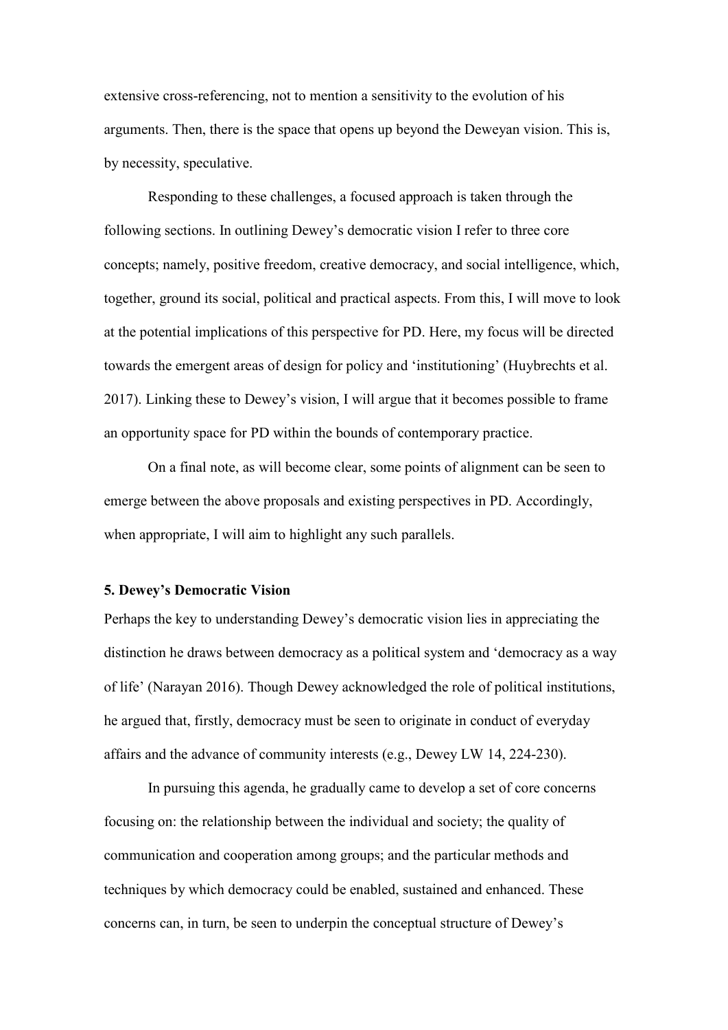extensive cross-referencing, not to mention a sensitivity to the evolution of his arguments. Then, there is the space that opens up beyond the Deweyan vision. This is, by necessity, speculative.

Responding to these challenges, a focused approach is taken through the following sections. In outlining Dewey's democratic vision I refer to three core concepts; namely, positive freedom, creative democracy, and social intelligence, which, together, ground its social, political and practical aspects. From this, I will move to look at the potential implications of this perspective for PD. Here, my focus will be directed towards the emergent areas of design for policy and 'institutioning' (Huybrechts et al. 2017). Linking these to Dewey's vision, I will argue that it becomes possible to frame an opportunity space for PD within the bounds of contemporary practice.

On a final note, as will become clear, some points of alignment can be seen to emerge between the above proposals and existing perspectives in PD. Accordingly, when appropriate, I will aim to highlight any such parallels.

## 5. Dewey's Democratic Vision

Perhaps the key to understanding Dewey's democratic vision lies in appreciating the distinction he draws between democracy as a political system and 'democracy as a way of life' (Narayan 2016). Though Dewey acknowledged the role of political institutions, he argued that, firstly, democracy must be seen to originate in conduct of everyday affairs and the advance of community interests (e.g., Dewey LW 14, 224-230).

In pursuing this agenda, he gradually came to develop a set of core concerns focusing on: the relationship between the individual and society; the quality of communication and cooperation among groups; and the particular methods and techniques by which democracy could be enabled, sustained and enhanced. These concerns can, in turn, be seen to underpin the conceptual structure of Dewey's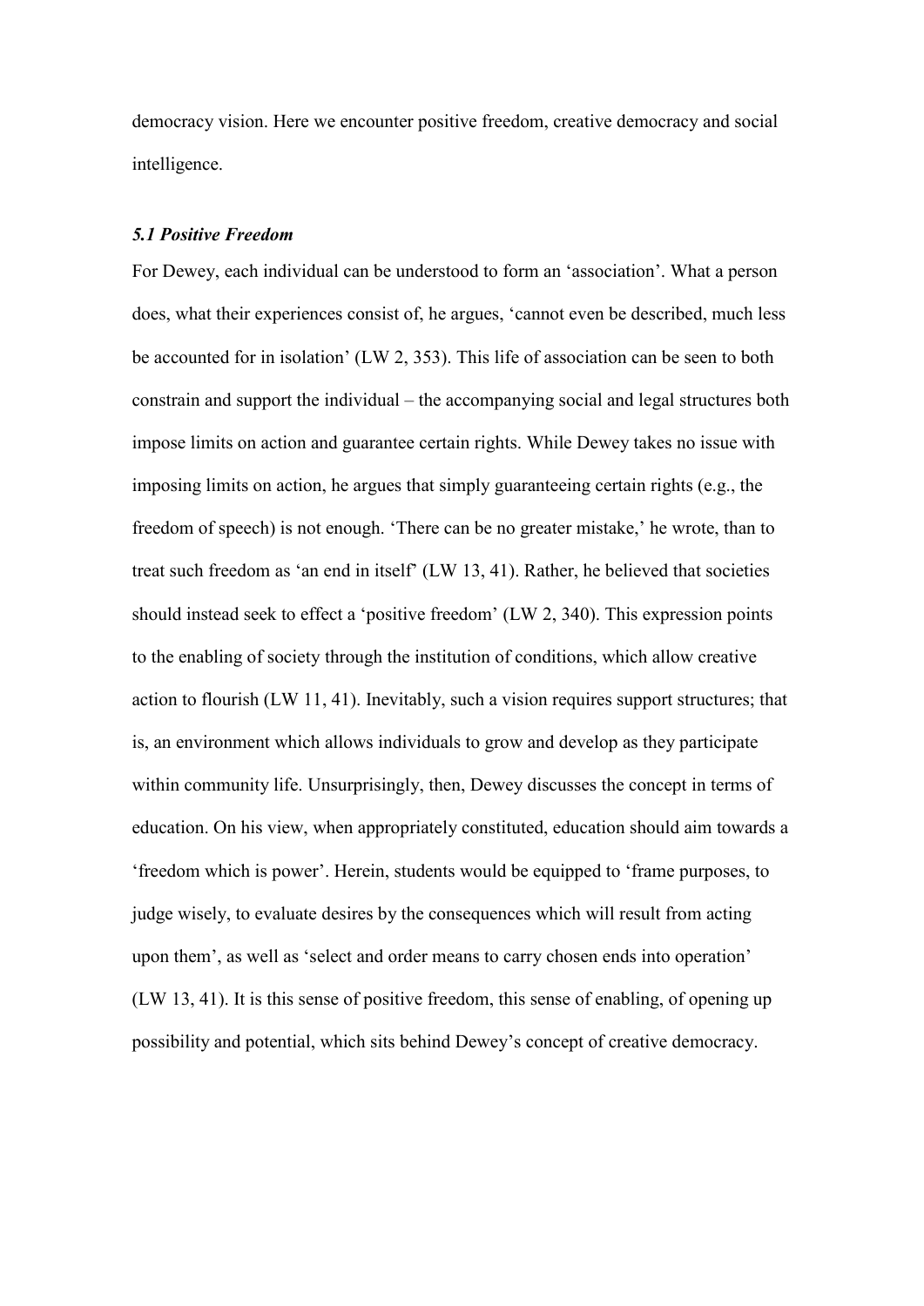democracy vision. Here we encounter positive freedom, creative democracy and social intelligence.

### *5.1 Positive Freedom*

For Dewey, each individual can be understood to form an 'association'. What a person does, what their experiences consist of, he argues, 'cannot even be described, much less be accounted for in isolation' (LW 2, 353). This life of association can be seen to both constrain and support the individual – the accompanying social and legal structures both impose limits on action and guarantee certain rights. While Dewey takes no issue with imposing limits on action, he argues that simply guaranteeing certain rights (e.g., the freedom of speech) is not enough. 'There can be no greater mistake,' he wrote, than to treat such freedom as 'an end in itself' (LW 13, 41). Rather, he believed that societies should instead seek to effect a 'positive freedom' (LW 2, 340). This expression points to the enabling of society through the institution of conditions, which allow creative action to flourish (LW 11, 41). Inevitably, such a vision requires support structures; that is, an environment which allows individuals to grow and develop as they participate within community life. Unsurprisingly, then, Dewey discusses the concept in terms of education. On his view, when appropriately constituted, education should aim towards a 'freedom which is power'. Herein, students would be equipped to 'frame purposes, to judge wisely, to evaluate desires by the consequences which will result from acting upon them', as well as 'select and order means to carry chosen ends into operation' (LW 13, 41). It is this sense of positive freedom, this sense of enabling, of opening up possibility and potential, which sits behind Dewey's concept of creative democracy.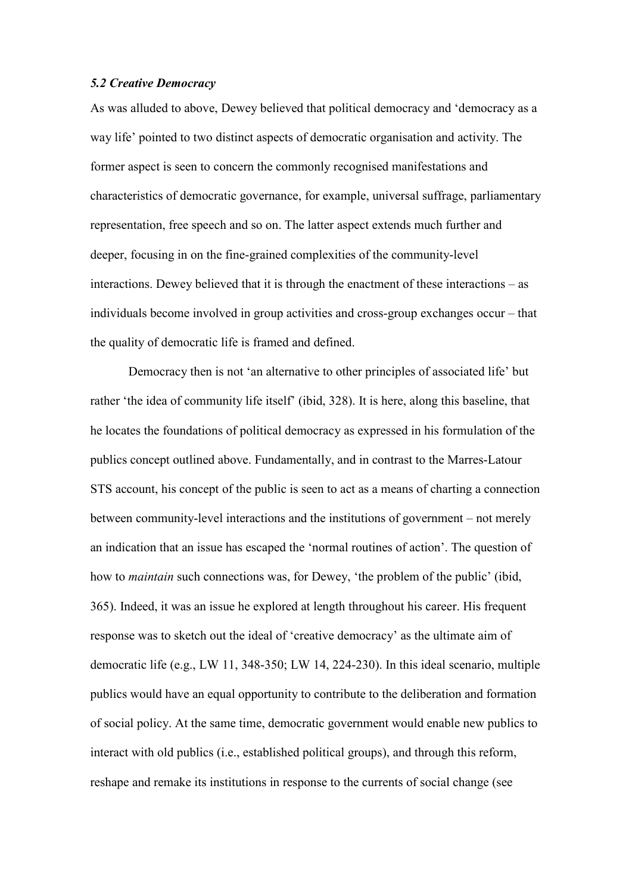### *5.2 Creative Democracy*

As was alluded to above, Dewey believed that political democracy and 'democracy as a way life' pointed to two distinct aspects of democratic organisation and activity. The former aspect is seen to concern the commonly recognised manifestations and characteristics of democratic governance, for example, universal suffrage, parliamentary representation, free speech and so on. The latter aspect extends much further and deeper, focusing in on the fine-grained complexities of the community-level interactions. Dewey believed that it is through the enactment of these interactions – as individuals become involved in group activities and cross-group exchanges occur – that the quality of democratic life is framed and defined.

Democracy then is not 'an alternative to other principles of associated life' but rather 'the idea of community life itself' (ibid, 328). It is here, along this baseline, that he locates the foundations of political democracy as expressed in his formulation of the publics concept outlined above. Fundamentally, and in contrast to the Marres-Latour STS account, his concept of the public is seen to act as a means of charting a connection between community-level interactions and the institutions of government – not merely an indication that an issue has escaped the 'normal routines of action'. The question of how to *maintain* such connections was, for Dewey, 'the problem of the public' (ibid, 365). Indeed, it was an issue he explored at length throughout his career. His frequent response was to sketch out the ideal of 'creative democracy' as the ultimate aim of democratic life (e.g., LW 11, 348-350; LW 14, 224-230). In this ideal scenario, multiple publics would have an equal opportunity to contribute to the deliberation and formation of social policy. At the same time, democratic government would enable new publics to interact with old publics (i.e., established political groups), and through this reform, reshape and remake its institutions in response to the currents of social change (see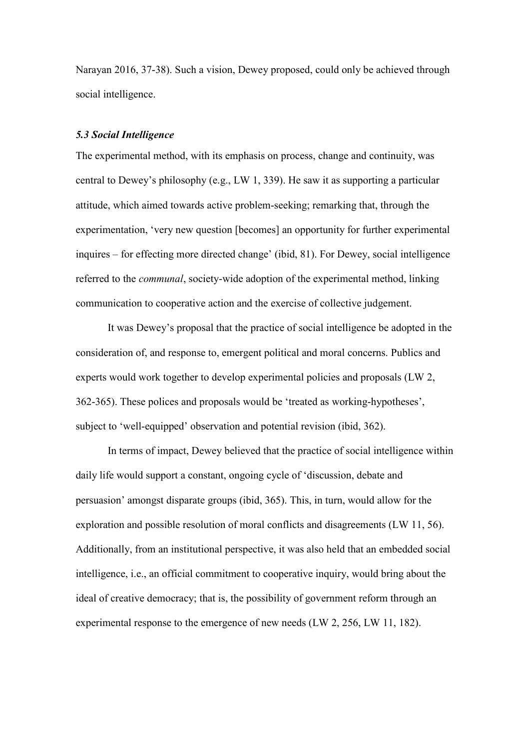Narayan 2016, 37-38). Such a vision, Dewey proposed, could only be achieved through social intelligence.

### *5.3 Social Intelligence*

The experimental method, with its emphasis on process, change and continuity, was central to Dewey's philosophy (e.g., LW 1, 339). He saw it as supporting a particular attitude, which aimed towards active problem-seeking; remarking that, through the experimentation, 'very new question [becomes] an opportunity for further experimental inquires – for effecting more directed change' (ibid, 81). For Dewey, social intelligence referred to the *communal*, society-wide adoption of the experimental method, linking communication to cooperative action and the exercise of collective judgement.

It was Dewey's proposal that the practice of social intelligence be adopted in the consideration of, and response to, emergent political and moral concerns. Publics and experts would work together to develop experimental policies and proposals (LW 2, 362-365). These polices and proposals would be 'treated as working-hypotheses', subject to 'well-equipped' observation and potential revision (ibid, 362).

In terms of impact, Dewey believed that the practice of social intelligence within daily life would support a constant, ongoing cycle of 'discussion, debate and persuasion' amongst disparate groups (ibid, 365). This, in turn, would allow for the exploration and possible resolution of moral conflicts and disagreements (LW 11, 56). Additionally, from an institutional perspective, it was also held that an embedded social intelligence, i.e., an official commitment to cooperative inquiry, would bring about the ideal of creative democracy; that is, the possibility of government reform through an experimental response to the emergence of new needs (LW 2, 256, LW 11, 182).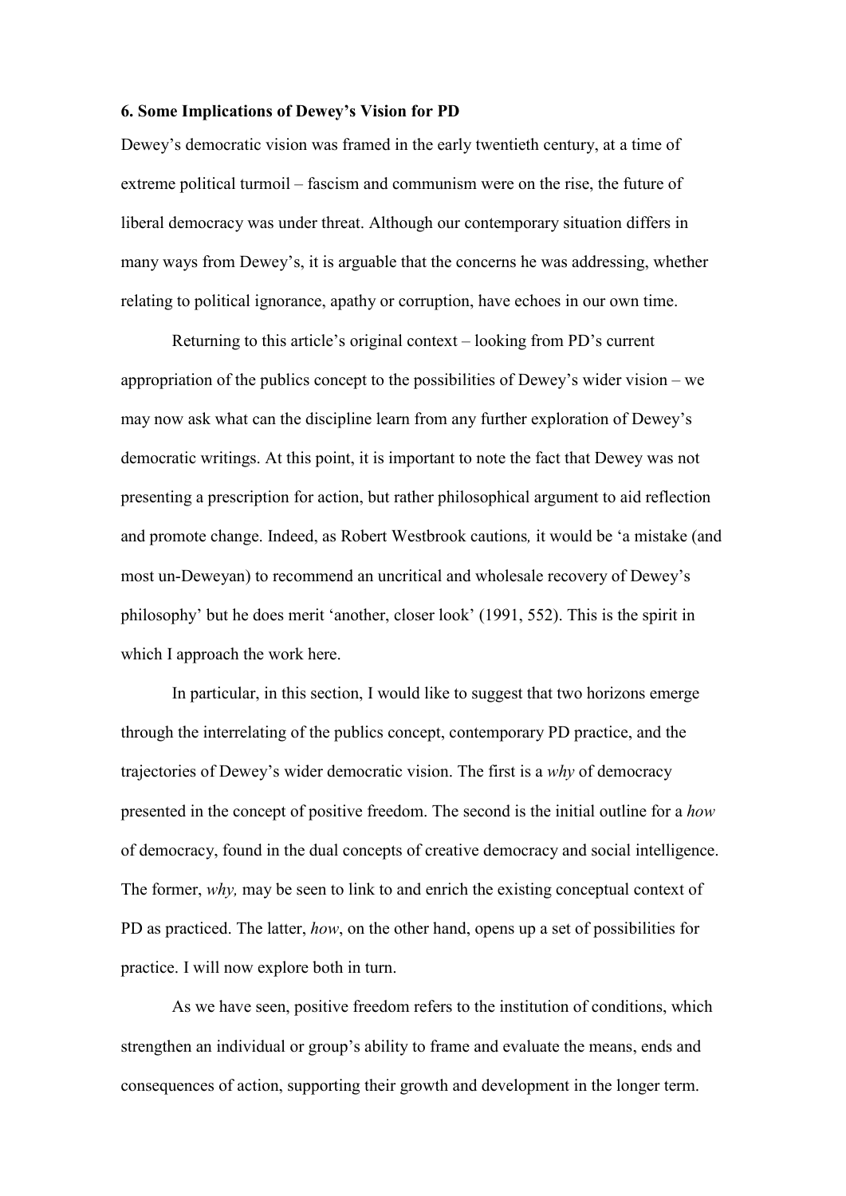### 6. Some Implications of Dewey's Vision for PD

Dewey's democratic vision was framed in the early twentieth century, at a time of extreme political turmoil – fascism and communism were on the rise, the future of liberal democracy was under threat. Although our contemporary situation differs in many ways from Dewey's, it is arguable that the concerns he was addressing, whether relating to political ignorance, apathy or corruption, have echoes in our own time.

Returning to this article's original context – looking from PD's current appropriation of the publics concept to the possibilities of Dewey's wider vision – we may now ask what can the discipline learn from any further exploration of Dewey's democratic writings. At this point, it is important to note the fact that Dewey was not presenting a prescription for action, but rather philosophical argument to aid reflection and promote change. Indeed, as Robert Westbrook cautions*,* it would be 'a mistake (and most un-Deweyan) to recommend an uncritical and wholesale recovery of Dewey's philosophy' but he does merit 'another, closer look' (1991, 552). This is the spirit in which I approach the work here.

In particular, in this section, I would like to suggest that two horizons emerge through the interrelating of the publics concept, contemporary PD practice, and the trajectories of Dewey's wider democratic vision. The first is a *why* of democracy presented in the concept of positive freedom. The second is the initial outline for a *how* of democracy, found in the dual concepts of creative democracy and social intelligence. The former, *why,* may be seen to link to and enrich the existing conceptual context of PD as practiced. The latter, *how*, on the other hand, opens up a set of possibilities for practice. I will now explore both in turn.

As we have seen, positive freedom refers to the institution of conditions, which strengthen an individual or group's ability to frame and evaluate the means, ends and consequences of action, supporting their growth and development in the longer term.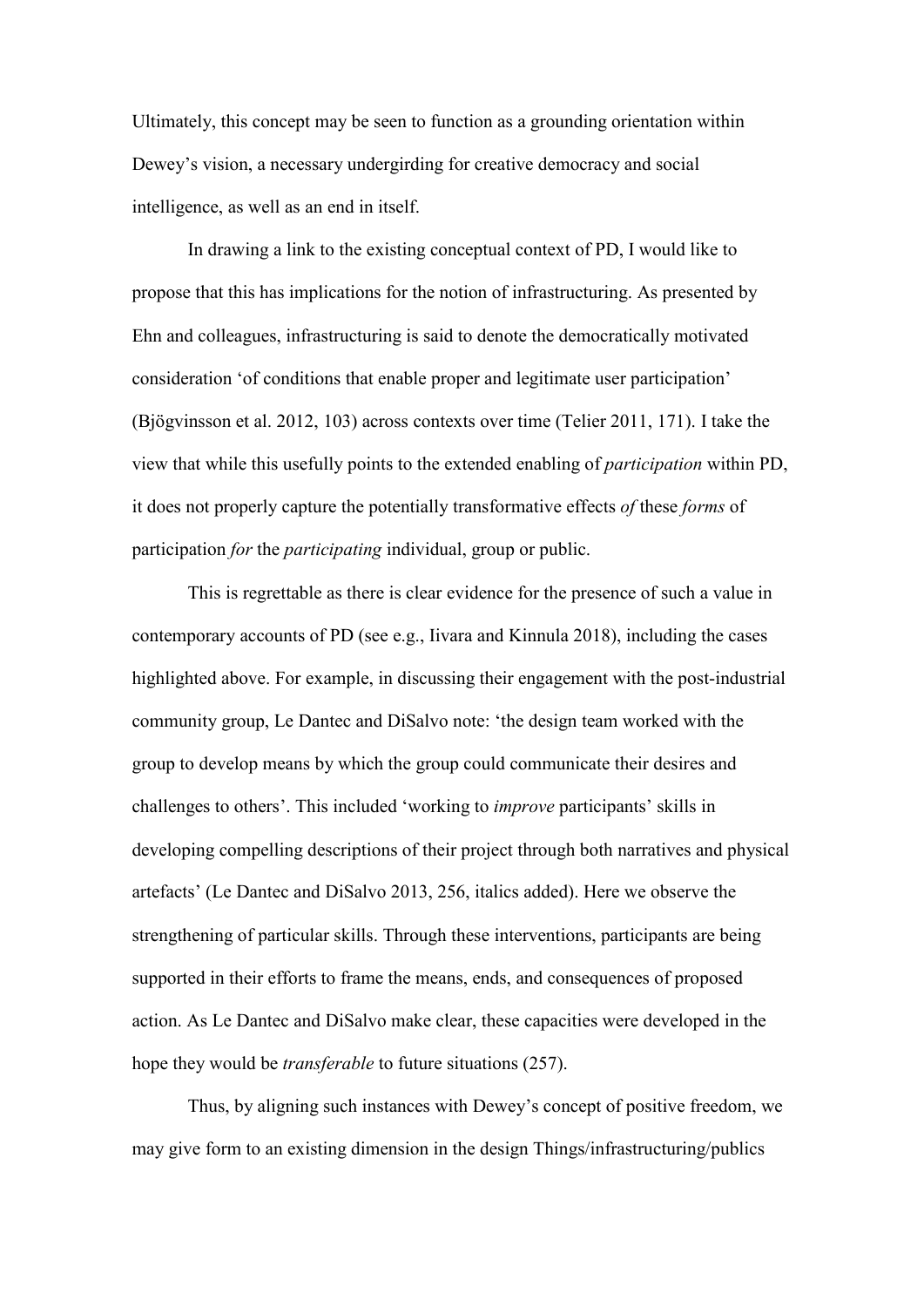Ultimately, this concept may be seen to function as a grounding orientation within Dewey's vision, a necessary undergirding for creative democracy and social intelligence, as well as an end in itself.

In drawing a link to the existing conceptual context of PD, I would like to propose that this has implications for the notion of infrastructuring. As presented by Ehn and colleagues, infrastructuring is said to denote the democratically motivated consideration 'of conditions that enable proper and legitimate user participation' (Bjögvinsson et al. 2012, 103) across contexts over time (Telier 2011, 171). I take the view that while this usefully points to the extended enabling of *participation* within PD, it does not properly capture the potentially transformative effects *of* these *forms* of participation *for* the *participating* individual, group or public.

This is regrettable as there is clear evidence for the presence of such a value in contemporary accounts of PD (see e.g., Iivara and Kinnula 2018), including the cases highlighted above. For example, in discussing their engagement with the post-industrial community group, Le Dantec and DiSalvo note: 'the design team worked with the group to develop means by which the group could communicate their desires and challenges to others'. This included 'working to *improve* participants' skills in developing compelling descriptions of their project through both narratives and physical artefacts' (Le Dantec and DiSalvo 2013, 256, italics added). Here we observe the strengthening of particular skills. Through these interventions, participants are being supported in their efforts to frame the means, ends, and consequences of proposed action. As Le Dantec and DiSalvo make clear, these capacities were developed in the hope they would be *transferable* to future situations (257).

Thus, by aligning such instances with Dewey's concept of positive freedom, we may give form to an existing dimension in the design Things/infrastructuring/publics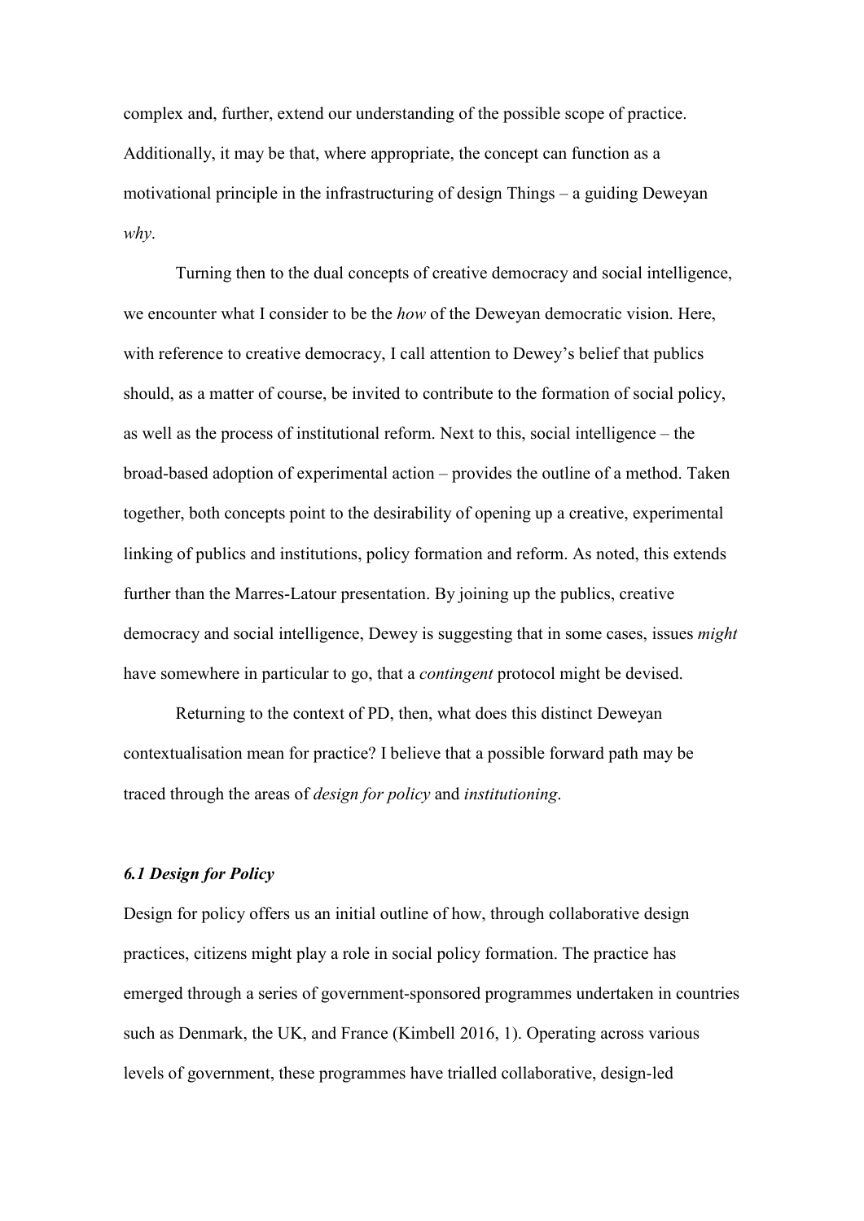complex and, further, extend our understanding of the possible scope of practice. Additionally, it may be that, where appropriate, the concept can function as a motivational principle in the infrastructuring of design Things – a guiding Deweyan *why*.

Turning then to the dual concepts of creative democracy and social intelligence, we encounter what I consider to be the *how* of the Deweyan democratic vision. Here, with reference to creative democracy, I call attention to Dewey's belief that publics should, as a matter of course, be invited to contribute to the formation of social policy, as well as the process of institutional reform. Next to this, social intelligence – the broad-based adoption of experimental action – provides the outline of a method. Taken together, both concepts point to the desirability of opening up a creative, experimental linking of publics and institutions, policy formation and reform. As noted, this extends further than the Marres-Latour presentation. By joining up the publics, creative democracy and social intelligence, Dewey is suggesting that in some cases, issues *might* have somewhere in particular to go, that a *contingent* protocol might be devised.

Returning to the context of PD, then, what does this distinct Deweyan contextualisation mean for practice? I believe that a possible forward path may be traced through the areas of *design for policy* and *institutioning*.

### *6.1 Design for Policy*

Design for policy offers us an initial outline of how, through collaborative design practices, citizens might play a role in social policy formation. The practice has emerged through a series of government-sponsored programmes undertaken in countries such as Denmark, the UK, and France (Kimbell 2016, 1). Operating across various levels of government, these programmes have trialled collaborative, design-led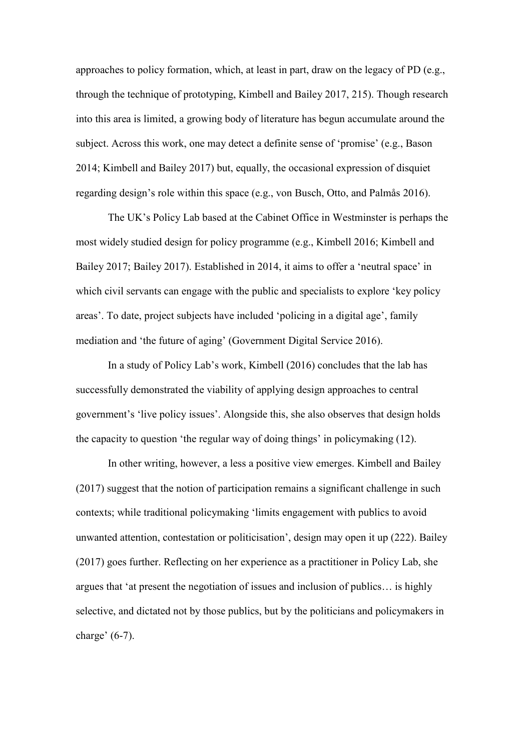approaches to policy formation, which, at least in part, draw on the legacy of PD (e.g., through the technique of prototyping, Kimbell and Bailey 2017, 215). Though research into this area is limited, a growing body of literature has begun accumulate around the subject. Across this work, one may detect a definite sense of 'promise' (e.g., Bason 2014; Kimbell and Bailey 2017) but, equally, the occasional expression of disquiet regarding design's role within this space (e.g., von Busch, Otto, and Palmås 2016).

The UK's Policy Lab based at the Cabinet Office in Westminster is perhaps the most widely studied design for policy programme (e.g., Kimbell 2016; Kimbell and Bailey 2017; Bailey 2017). Established in 2014, it aims to offer a 'neutral space' in which civil servants can engage with the public and specialists to explore 'key policy areas'. To date, project subjects have included 'policing in a digital age', family mediation and 'the future of aging' (Government Digital Service 2016).

In a study of Policy Lab's work, Kimbell (2016) concludes that the lab has successfully demonstrated the viability of applying design approaches to central government's 'live policy issues'. Alongside this, she also observes that design holds the capacity to question 'the regular way of doing things' in policymaking (12).

In other writing, however, a less a positive view emerges. Kimbell and Bailey (2017) suggest that the notion of participation remains a significant challenge in such contexts; while traditional policymaking 'limits engagement with publics to avoid unwanted attention, contestation or politicisation', design may open it up (222). Bailey (2017) goes further. Reflecting on her experience as a practitioner in Policy Lab, she argues that 'at present the negotiation of issues and inclusion of publics… is highly selective, and dictated not by those publics, but by the politicians and policymakers in charge' (6-7).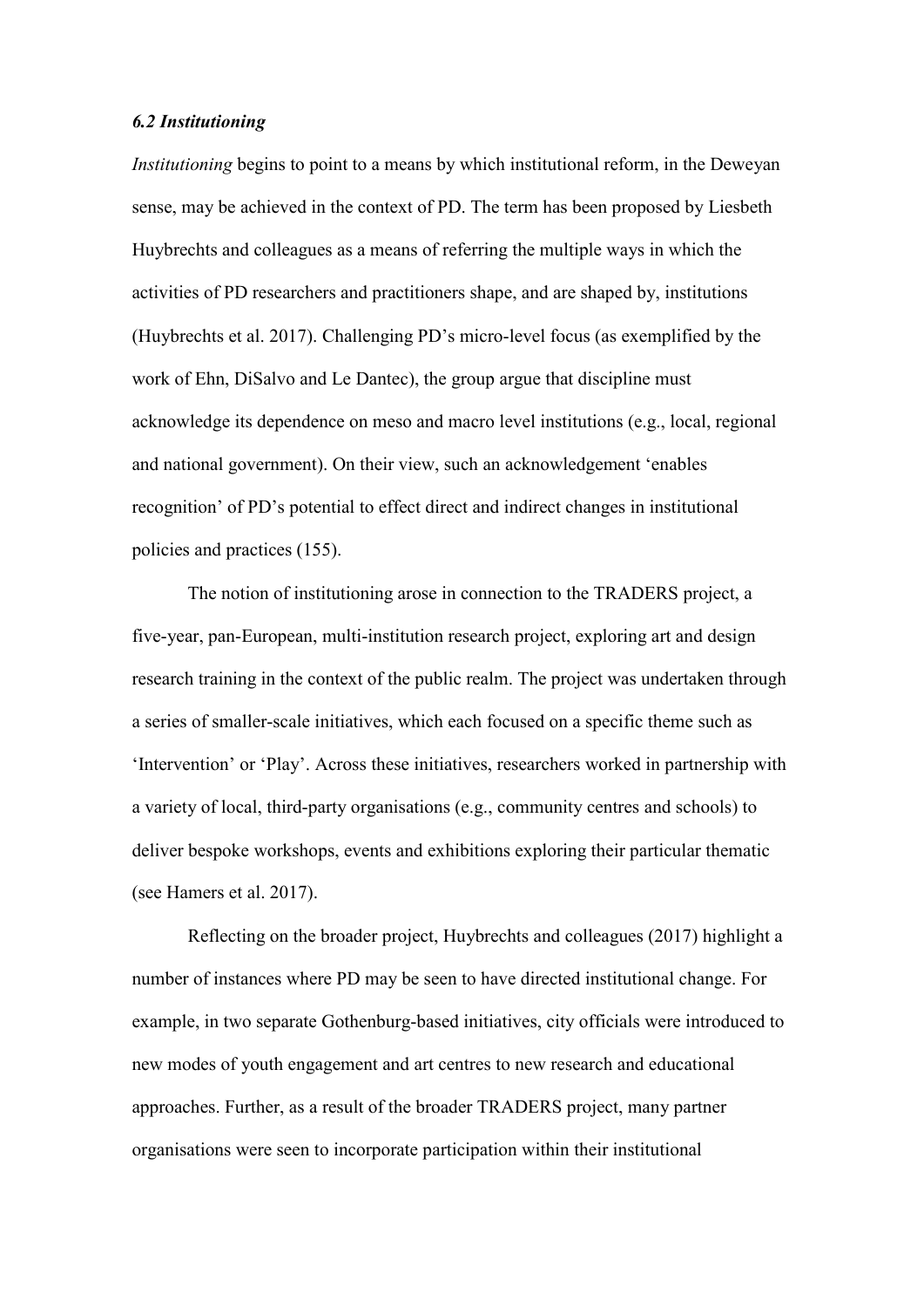### *6.2 Institutioning*

*Institutioning* begins to point to a means by which institutional reform, in the Deweyan sense, may be achieved in the context of PD. The term has been proposed by Liesbeth Huybrechts and colleagues as a means of referring the multiple ways in which the activities of PD researchers and practitioners shape, and are shaped by, institutions (Huybrechts et al. 2017). Challenging PD's micro-level focus (as exemplified by the work of Ehn, DiSalvo and Le Dantec), the group argue that discipline must acknowledge its dependence on meso and macro level institutions (e.g., local, regional and national government). On their view, such an acknowledgement 'enables recognition' of PD's potential to effect direct and indirect changes in institutional policies and practices (155).

The notion of institutioning arose in connection to the TRADERS project, a five-year, pan-European, multi-institution research project, exploring art and design research training in the context of the public realm. The project was undertaken through a series of smaller-scale initiatives, which each focused on a specific theme such as 'Intervention' or 'Play'. Across these initiatives, researchers worked in partnership with a variety of local, third-party organisations (e.g., community centres and schools) to deliver bespoke workshops, events and exhibitions exploring their particular thematic (see Hamers et al. 2017).

Reflecting on the broader project, Huybrechts and colleagues (2017) highlight a number of instances where PD may be seen to have directed institutional change. For example, in two separate Gothenburg-based initiatives, city officials were introduced to new modes of youth engagement and art centres to new research and educational approaches. Further, as a result of the broader TRADERS project, many partner organisations were seen to incorporate participation within their institutional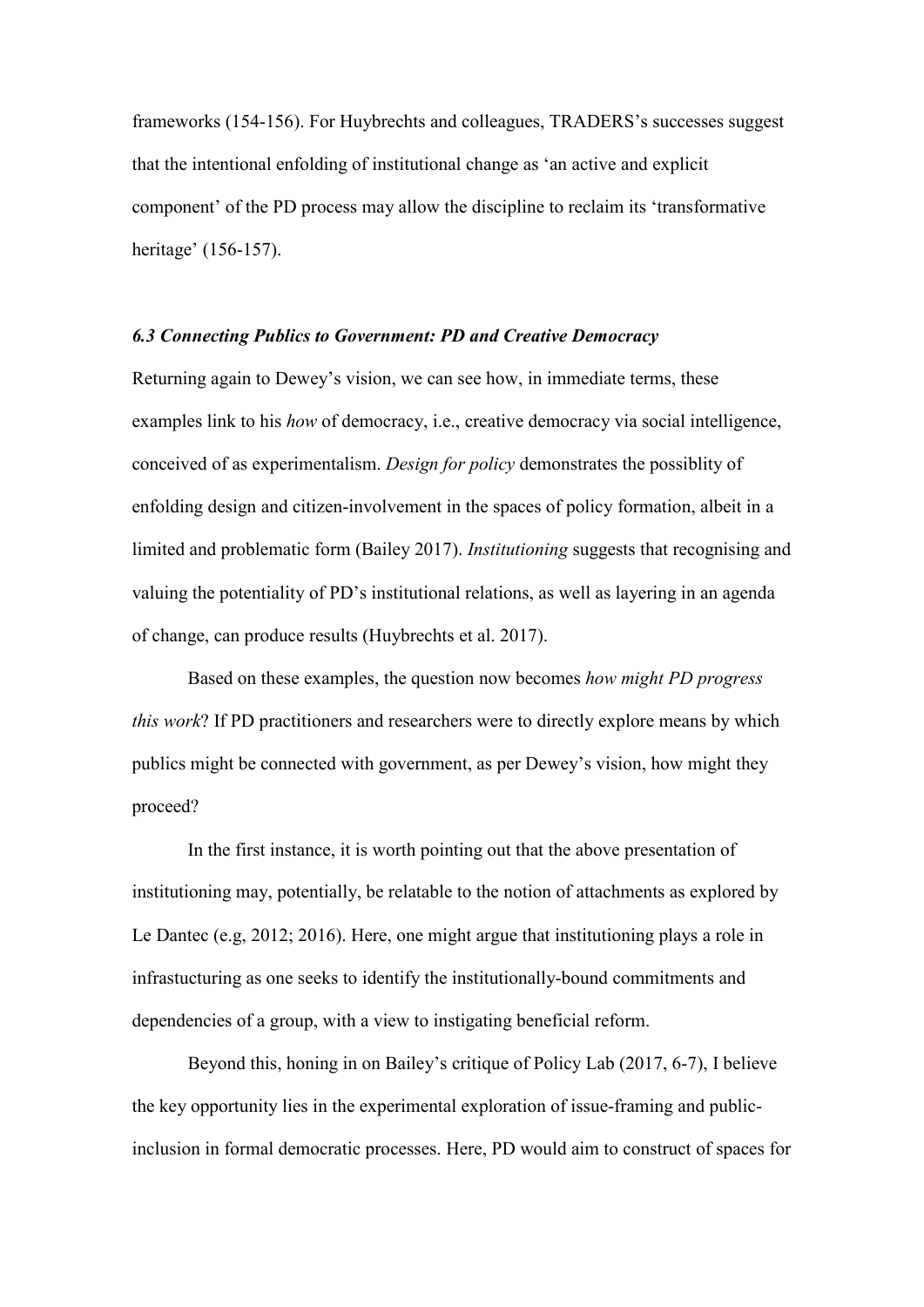frameworks (154-156). For Huybrechts and colleagues, TRADERS's successes suggest that the intentional enfolding of institutional change as 'an active and explicit component' of the PD process may allow the discipline to reclaim its 'transformative heritage' (156-157).

### *6.3 Connecting Publics to Government: PD and Creative Democracy*

Returning again to Dewey's vision, we can see how, in immediate terms, these examples link to his *how* of democracy, i.e., creative democracy via social intelligence, conceived of as experimentalism. *Design for policy* demonstrates the possiblity of enfolding design and citizen-involvement in the spaces of policy formation, albeit in a limited and problematic form (Bailey 2017). *Institutioning* suggests that recognising and valuing the potentiality of PD's institutional relations, as well as layering in an agenda of change, can produce results (Huybrechts et al. 2017).

Based on these examples, the question now becomes *how might PD progress this work*? If PD practitioners and researchers were to directly explore means by which publics might be connected with government, as per Dewey's vision, how might they proceed?

In the first instance, it is worth pointing out that the above presentation of institutioning may, potentially, be relatable to the notion of attachments as explored by Le Dantec (e.g, 2012; 2016). Here, one might argue that institutioning plays a role in infrastucturing as one seeks to identify the institutionally-bound commitments and dependencies of a group, with a view to instigating beneficial reform.

Beyond this, honing in on Bailey's critique of Policy Lab (2017, 6-7), I believe the key opportunity lies in the experimental exploration of issue-framing and public-inclusion in formal democratic processes. Here, PD would aim to construct of spaces for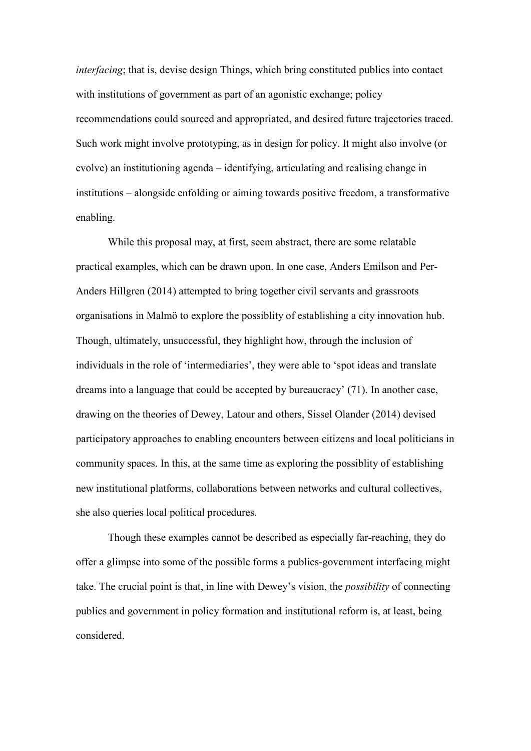*interfacing*; that is, devise design Things, which bring constituted publics into contact with institutions of government as part of an agonistic exchange; policy recommendations could sourced and appropriated, and desired future trajectories traced. Such work might involve prototyping, as in design for policy. It might also involve (or evolve) an institutioning agenda – identifying, articulating and realising change in institutions – alongside enfolding or aiming towards positive freedom, a transformative enabling.

While this proposal may, at first, seem abstract, there are some relatable practical examples, which can be drawn upon. In one case, Anders Emilson and Per-Anders Hillgren (2014) attempted to bring together civil servants and grassroots organisations in Malmö to explore the possiblity of establishing a city innovation hub. Though, ultimately, unsuccessful, they highlight how, through the inclusion of individuals in the role of 'intermediaries', they were able to 'spot ideas and translate dreams into a language that could be accepted by bureaucracy' (71). In another case, drawing on the theories of Dewey, Latour and others, Sissel Olander (2014) devised participatory approaches to enabling encounters between citizens and local politicians in community spaces. In this, at the same time as exploring the possiblity of establishing new institutional platforms, collaborations between networks and cultural collectives, she also queries local political procedures.

Though these examples cannot be described as especially far-reaching, they do offer a glimpse into some of the possible forms a publics-government interfacing might take. The crucial point is that, in line with Dewey's vision, the *possibility* of connecting publics and government in policy formation and institutional reform is, at least, being considered.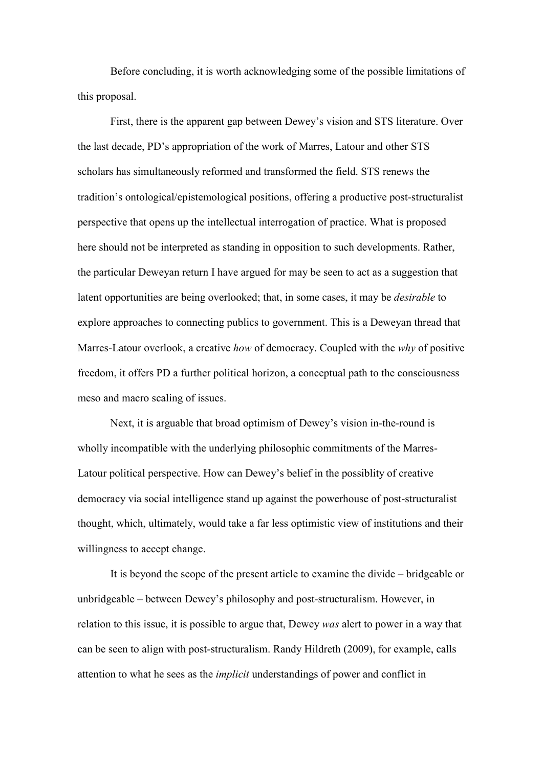Before concluding, it is worth acknowledging some of the possible limitations of this proposal.

First, there is the apparent gap between Dewey's vision and STS literature. Over the last decade, PD's appropriation of the work of Marres, Latour and other STS scholars has simultaneously reformed and transformed the field. STS renews the tradition's ontological/epistemological positions, offering a productive post-structuralist perspective that opens up the intellectual interrogation of practice. What is proposed here should not be interpreted as standing in opposition to such developments. Rather, the particular Deweyan return I have argued for may be seen to act as a suggestion that latent opportunities are being overlooked; that, in some cases, it may be *desirable* to explore approaches to connecting publics to government. This is a Deweyan thread that Marres-Latour overlook, a creative *how* of democracy. Coupled with the *why* of positive freedom, it offers PD a further political horizon, a conceptual path to the consciousness meso and macro scaling of issues.

Next, it is arguable that broad optimism of Dewey's vision in-the-round is wholly incompatible with the underlying philosophic commitments of the Marres-Latour political perspective. How can Dewey's belief in the possiblity of creative democracy via social intelligence stand up against the powerhouse of post-structuralist thought, which, ultimately, would take a far less optimistic view of institutions and their willingness to accept change.

It is beyond the scope of the present article to examine the divide – bridgeable or unbridgeable – between Dewey's philosophy and post-structuralism. However, in relation to this issue, it is possible to argue that, Dewey *was* alert to power in a way that can be seen to align with post-structuralism. Randy Hildreth (2009), for example, calls attention to what he sees as the *implicit* understandings of power and conflict in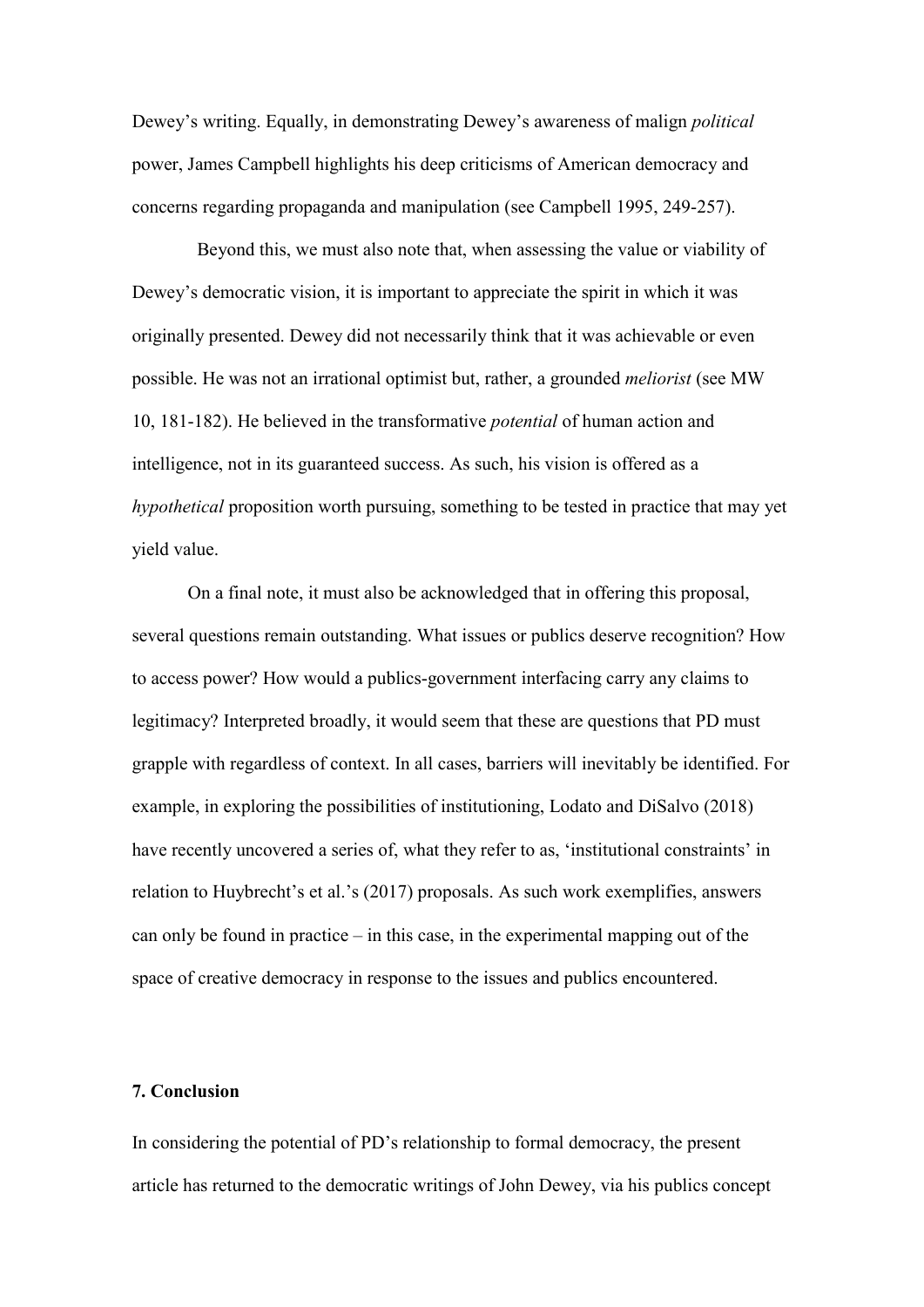Dewey's writing. Equally, in demonstrating Dewey's awareness of malign *political* power, James Campbell highlights his deep criticisms of American democracy and concerns regarding propaganda and manipulation (see Campbell 1995, 249-257).

Beyond this, we must also note that, when assessing the value or viability of Dewey's democratic vision, it is important to appreciate the spirit in which it was originally presented. Dewey did not necessarily think that it was achievable or even possible. He was not an irrational optimist but, rather, a grounded *meliorist* (see MW 10, 181-182). He believed in the transformative *potential* of human action and intelligence, not in its guaranteed success. As such, his vision is offered as a *hypothetical* proposition worth pursuing, something to be tested in practice that may yet yield value.

On a final note, it must also be acknowledged that in offering this proposal, several questions remain outstanding. What issues or publics deserve recognition? How to access power? How would a publics-government interfacing carry any claims to legitimacy? Interpreted broadly, it would seem that these are questions that PD must grapple with regardless of context. In all cases, barriers will inevitably be identified. For example, in exploring the possibilities of institutioning, Lodato and DiSalvo (2018) have recently uncovered a series of, what they refer to as, 'institutional constraints' in relation to Huybrecht's et al.'s (2017) proposals. As such work exemplifies, answers can only be found in practice – in this case, in the experimental mapping out of the space of creative democracy in response to the issues and publics encountered.

### 7. Conclusion

In considering the potential of PD's relationship to formal democracy, the present article has returned to the democratic writings of John Dewey, via his publics concept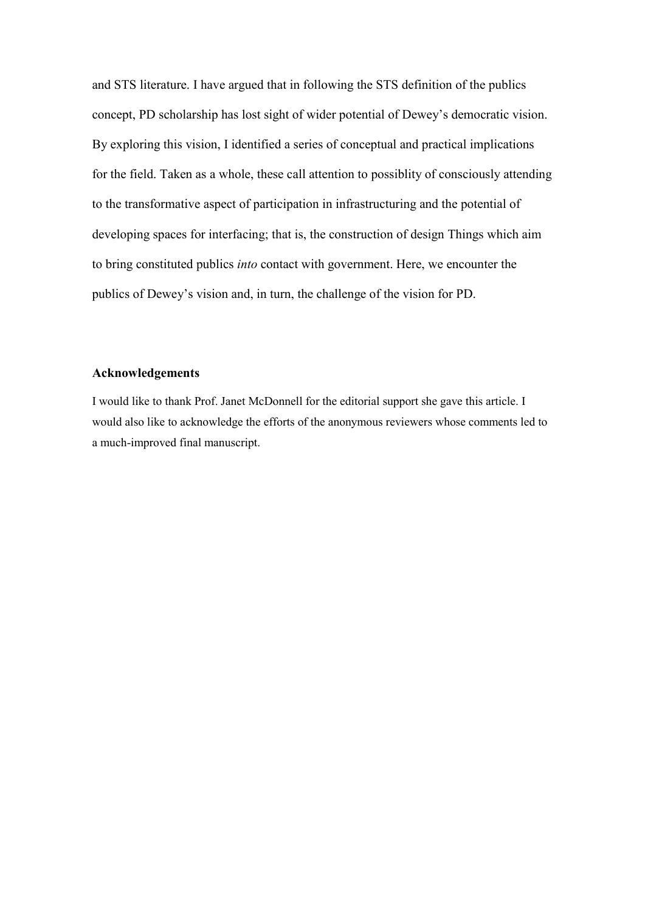and STS literature. I have argued that in following the STS definition of the publics concept, PD scholarship has lost sight of wider potential of Dewey's democratic vision. By exploring this vision, I identified a series of conceptual and practical implications for the field. Taken as a whole, these call attention to possiblity of consciously attending to the transformative aspect of participation in infrastructuring and the potential of developing spaces for interfacing; that is, the construction of design Things which aim to bring constituted publics *into* contact with government. Here, we encounter the publics of Dewey's vision and, in turn, the challenge of the vision for PD.

### Acknowledgements

I would like to thank Prof. Janet McDonnell for the editorial support she gave this article. I would also like to acknowledge the efforts of the anonymous reviewers whose comments led to a much-improved final manuscript.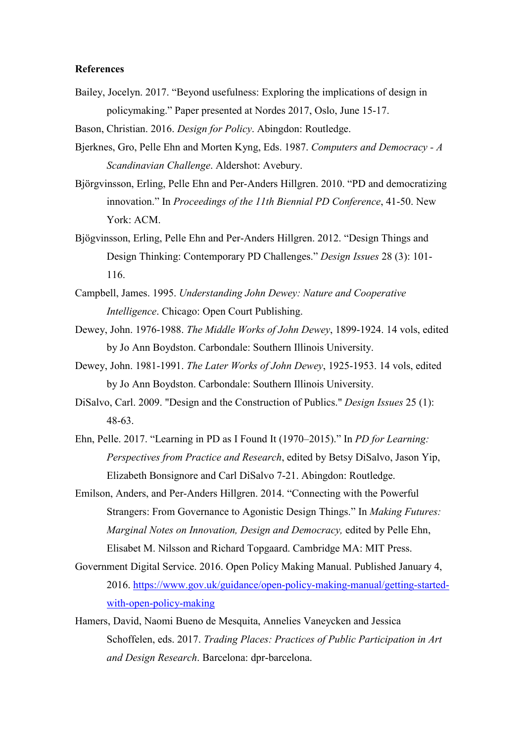**References**

Bailey, Jocelyn. 2017. “Beyond usefulness: Exploring the implications of design in policymaking.” Paper presented at Nordes 2017, Oslo, June 15-17.

Bason, Christian. 2016. *Design for Policy*. Abingdon: Routledge.

Bjerknes, Gro, Pelle Ehn and Morten Kyng, Eds. 1987. *Computers and Democracy - A Scandinavian Challenge*. Aldershot: Avebury.

Björgvinsson, Erling, Pelle Ehn and Per-Anders Hillgren. 2010. “PD and democratizing innovation.” In *Proceedings of the 11th Biennial PD Conference*, 41-50. New York: ACM.

Bjögvinsson, Erling, Pelle Ehn and Per-Anders Hillgren. 2012. “Design Things and Design Thinking: Contemporary PD Challenges.” *Design Issues* 28 (3): 101-116.

Campbell, James. 1995. *Understanding John Dewey: Nature and Cooperative Intelligence*. Chicago: Open Court Publishing.

Dewey, John. 1976-1988. *The Middle Works of John Dewey*, 1899-1924. 14 vols, edited by Jo Ann Boydston. Carbondale: Southern Illinois University.

Dewey, John. 1981-1991. *The Later Works of John Dewey*, 1925-1953. 14 vols, edited by Jo Ann Boydston. Carbondale: Southern Illinois University.

DiSalvo, Carl. 2009. "Design and the Construction of Publics." *Design Issues* 25 (1): 48-63.

Ehn, Pelle. 2017. “Learning in PD as I Found It (1970–2015).” In *PD for Learning: Perspectives from Practice and Research*, edited by Betsy DiSalvo, Jason Yip, Elizabeth Bonsignore and Carl DiSalvo 7-21. Abingdon: Routledge.

Emilson, Anders, and Per-Anders Hillgren. 2014. “Connecting with the Powerful Strangers: From Governance to Agonistic Design Things.” In *Making Futures: Marginal Notes on Innovation, Design and Democracy,* edited by Pelle Ehn, Elisabet M. Nilsson and Richard Topgaard. Cambridge MA: MIT Press.

Government Digital Service. 2016. Open Policy Making Manual. Published January 4, 2016. https://www.gov.uk/guidance/open-policy-making-manual/getting-started-with-open-policy-making

Hamers, David, Naomi Bueno de Mesquita, Annelies Vaneycken and Jessica Schoffelen, eds. 2017. *Trading Places: Practices of Public Participation in Art and Design Research*. Barcelona: dpr-barcelona.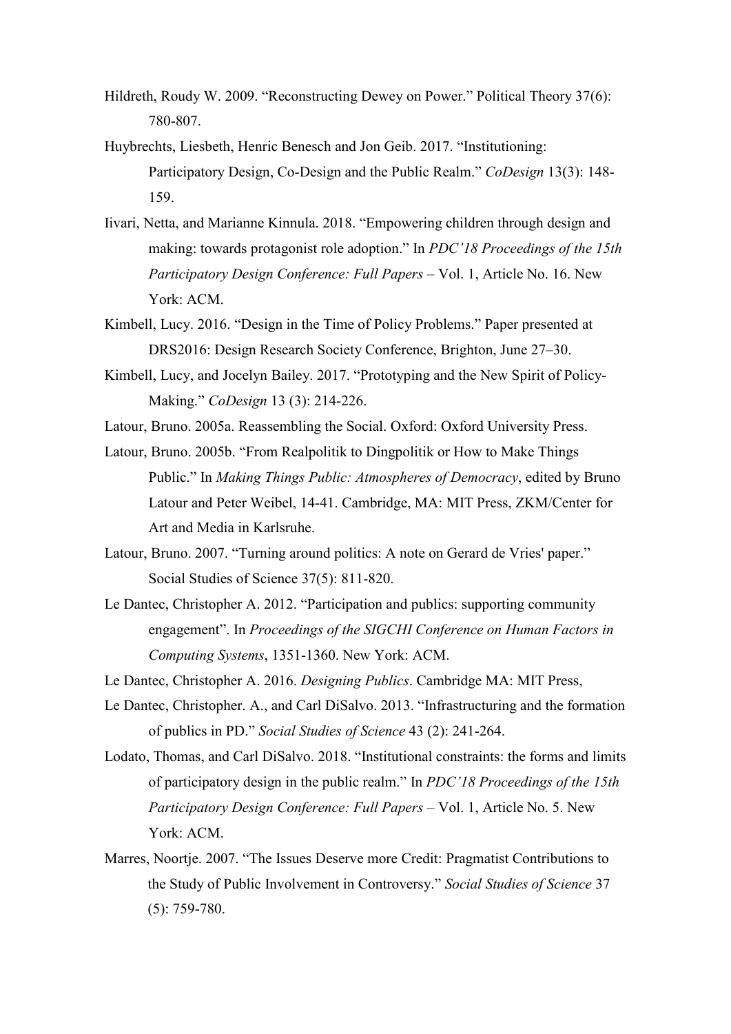Hildreth, Roudy W. 2009. "Reconstructing Dewey on Power." Political Theory 37(6): 780-807.

Huybrechts, Liesbeth, Henric Benesch and Jon Geib. 2017. "Institutioning: Participatory Design, Co-Design and the Public Realm." *CoDesign* 13(3): 148-159.

Iivari, Netta, and Marianne Kinnula. 2018. "Empowering children through design and making: towards protagonist role adoption." In *PDC'18 Proceedings of the 15th Participatory Design Conference: Full Papers* – Vol. 1, Article No. 16. New York: ACM.

Kimbell, Lucy. 2016. "Design in the Time of Policy Problems." Paper presented at DRS2016: Design Research Society Conference, Brighton, June 27–30.

Kimbell, Lucy, and Jocelyn Bailey. 2017. "Prototyping and the New Spirit of Policy-Making." *CoDesign* 13 (3): 214-226.

Latour, Bruno. 2005a. Reassembling the Social. Oxford: Oxford University Press.

Latour, Bruno. 2005b. "From Realpolitik to Dingpolitik or How to Make Things Public." In *Making Things Public: Atmospheres of Democracy*, edited by Bruno Latour and Peter Weibel, 14-41. Cambridge, MA: MIT Press, ZKM/Center for Art and Media in Karlsruhe.

Latour, Bruno. 2007. "Turning around politics: A note on Gerard de Vries' paper." Social Studies of Science 37(5): 811-820.

Le Dantec, Christopher A. 2012. "Participation and publics: supporting community engagement". In *Proceedings of the SIGCHI Conference on Human Factors in Computing Systems*, 1351-1360. New York: ACM.

Le Dantec, Christopher A. 2016. *Designing Publics*. Cambridge MA: MIT Press,

Le Dantec, Christopher. A., and Carl DiSalvo. 2013. "Infrastructuring and the formation of publics in PD." *Social Studies of Science* 43 (2): 241-264.

Lodato, Thomas, and Carl DiSalvo. 2018. "Institutional constraints: the forms and limits of participatory design in the public realm." In *PDC'18 Proceedings of the 15th Participatory Design Conference: Full Papers* – Vol. 1, Article No. 5. New York: ACM.

Marres, Noortje. 2007. "The Issues Deserve more Credit: Pragmatist Contributions to the Study of Public Involvement in Controversy." *Social Studies of Science* 37 (5): 759-780.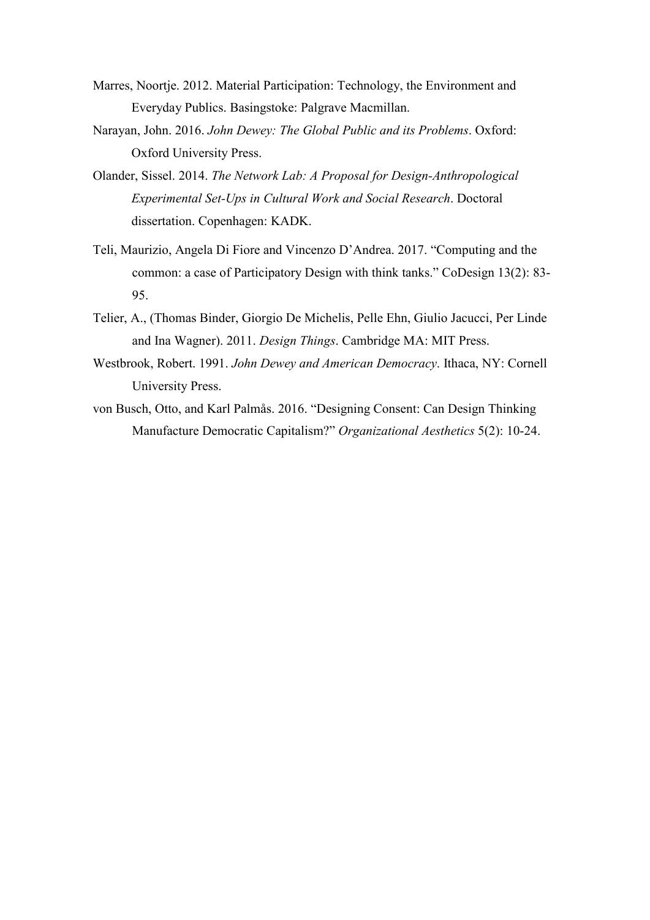Marres, Noortje. 2012. Material Participation: Technology, the Environment and Everyday Publics. Basingstoke: Palgrave Macmillan.

Narayan, John. 2016. *John Dewey: The Global Public and its Problems*. Oxford: Oxford University Press.

Olander, Sissel. 2014. *The Network Lab: A Proposal for Design-Anthropological Experimental Set-Ups in Cultural Work and Social Research*. Doctoral dissertation. Copenhagen: KADK.

Teli, Maurizio, Angela Di Fiore and Vincenzo D'Andrea. 2017. "Computing and the common: a case of Participatory Design with think tanks." CoDesign 13(2): 83-95.

Telier, A., (Thomas Binder, Giorgio De Michelis, Pelle Ehn, Giulio Jacucci, Per Linde and Ina Wagner). 2011. *Design Things*. Cambridge MA: MIT Press.

Westbrook, Robert. 1991. *John Dewey and American Democracy*. Ithaca, NY: Cornell University Press.

von Busch, Otto, and Karl Palmås. 2016. "Designing Consent: Can Design Thinking Manufacture Democratic Capitalism?" *Organizational Aesthetics* 5(2): 10-24.